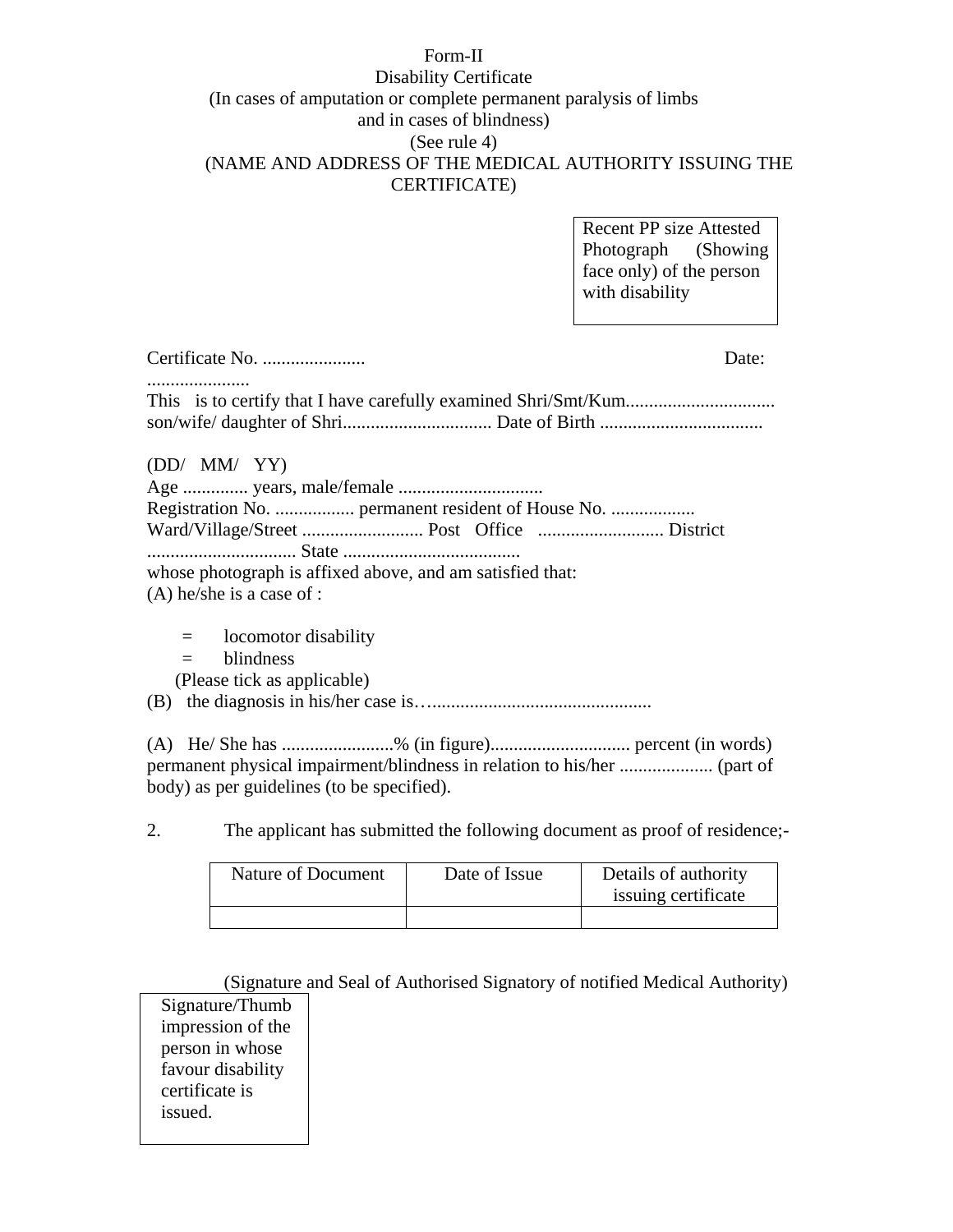# Form-II

## Disability Certificate

(In cases of amputation or complete permanent paralysis of limbs and in cases of blindness)

(See rule 4)

(NAME AND ADDRESS OF THE MEDICAL AUTHORITY ISSUING THE CERTIFICATE)

Recent PP size Attested Photograph (Showing face only) of the person with disability

Certificate No. ...................... Date: ......................

This is to certify that I have carefully examined Shri/Smt/Kum................................ son/wife/ daughter of Shri................................ Date of Birth ..................................

(DD/ MM/ YY)
Age .............. years, male/female ...............................
Registration No. ................. permanent resident of House No. ..................
Ward/Village/Street .......................... Post Office ........................... District ................................ State ......................................
whose photograph is affixed above, and am satisfied that:

(A) he/she is a case of :

- = locomotor disability
- = blindness

(Please tick as applicable)

(B) the diagnosis in his/her case is…...............................................

(A) He/ She has ........................% (in figure)............................. percent (in words) permanent physical impairment/blindness in relation to his/her .................... (part of body) as per guidelines (to be specified).

2. The applicant has submitted the following document as proof of residence;-

| Nature of Document | Date of Issue | Details of authority issuing certificate |
|---|---|---|
| | | |

(Signature and Seal of Authorised Signatory of notified Medical Authority)

Signature/Thumb impression of the person in whose favour disability certificate is issued.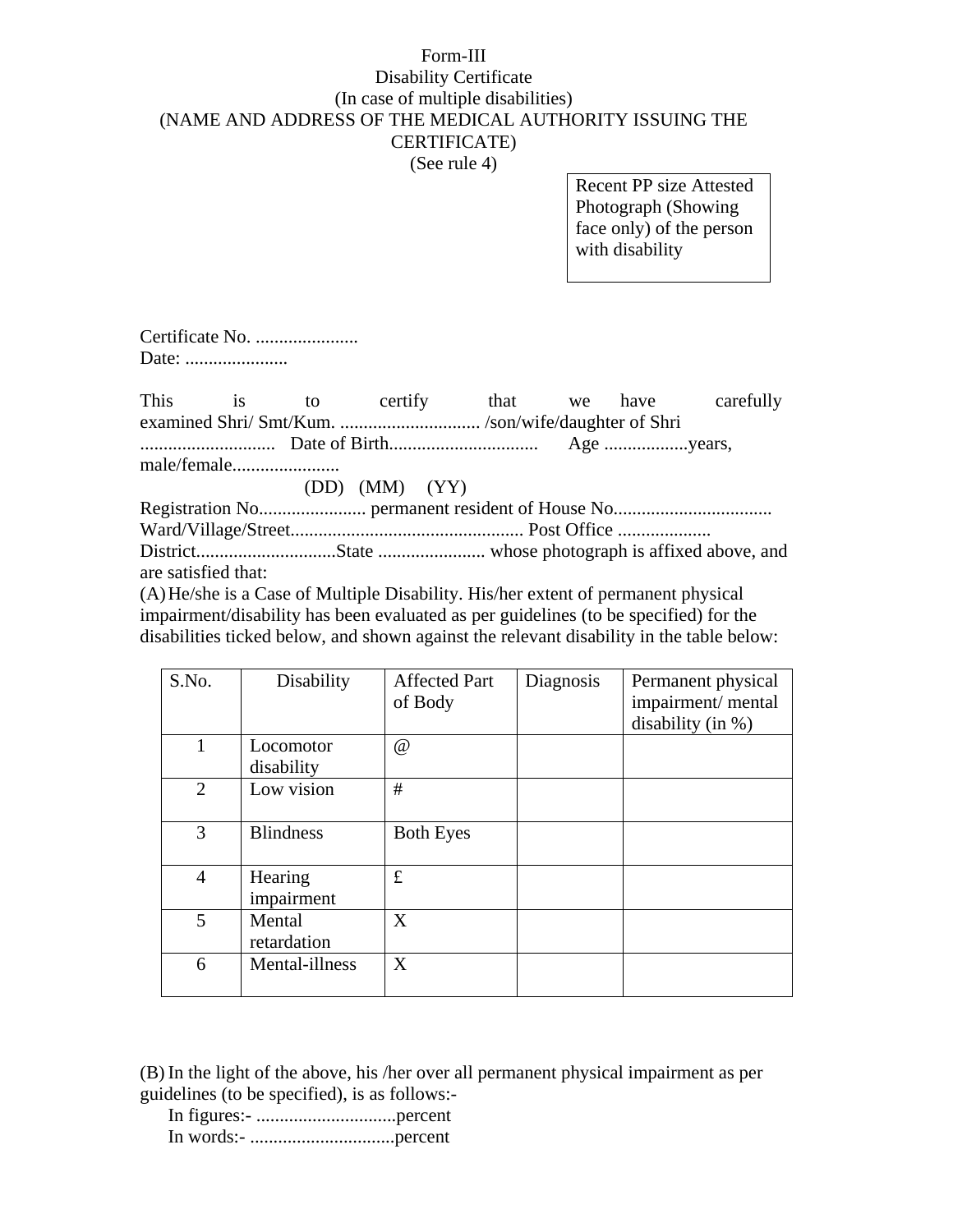Form-III

Disability Certificate

(In case of multiple disabilities)

(NAME AND ADDRESS OF THE MEDICAL AUTHORITY ISSUING THE CERTIFICATE)

(See rule 4)

| Recent PP size Attested Photograph (Showing face only) of the person with disability |
|---|

Certificate No. ......................
Date: ......................

This is to certify that we have carefully examined Shri/ Smt/Kum. .............................. /son/wife/daughter of Shri ............................. Date of Birth................................ Age ..................years, male/female.......................
(DD) (MM) (YY)
Registration No....................... permanent resident of House No.................................. Ward/Village/Street.................................................. Post Office .................... District..............................State ....................... whose photograph is affixed above, and are satisfied that:

(A) He/she is a Case of Multiple Disability. His/her extent of permanent physical impairment/disability has been evaluated as per guidelines (to be specified) for the disabilities ticked below, and shown against the relevant disability in the table below:

| S.No. | Disability | Affected Part of Body | Diagnosis | Permanent physical impairment/ mental disability (in %) |
|---|---|---|---|---|
| 1 | Locomotor disability | @ | | |
| 2 | Low vision | # | | |
| 3 | Blindness | Both Eyes | | |
| 4 | Hearing impairment | £ | | |
| 5 | Mental retardation | X | | |
| 6 | Mental-illness | X | | |

(B) In the light of the above, his /her over all permanent physical impairment as per guidelines (to be specified), is as follows:-

In figures:- ..............................percent
In words:- ...............................percent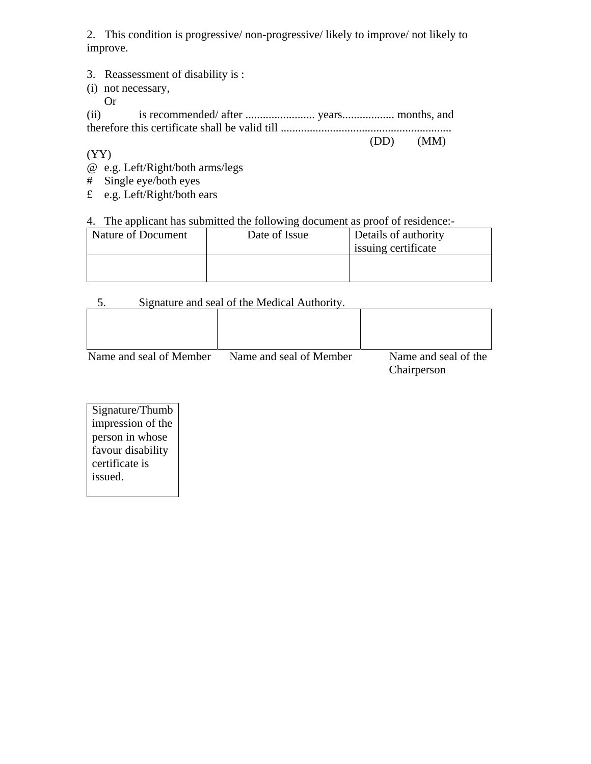2. This condition is progressive/ non-progressive/ likely to improve/ not likely to improve.

3. Reassessment of disability is :

(i) not necessary,

Or

(ii) is recommended/ after ........................ years.................. months, and therefore this certificate shall be valid till ..........................................................

(DD) (MM) (YY)

@ e.g. Left/Right/both arms/legs

# Single eye/both eyes

£ e.g. Left/Right/both ears

4. The applicant has submitted the following document as proof of residence:-

| Nature of Document | Date of Issue | Details of authority issuing certificate |
|---|---|---|
| | | |

5. Signature and seal of the Medical Authority.

| | | |
|---|---|---|
| | | |
| Name and seal of Member | Name and seal of Member | Name and seal of the Chairperson |

| Signature/Thumb impression of the person in whose favour disability certificate is issued. |
|---|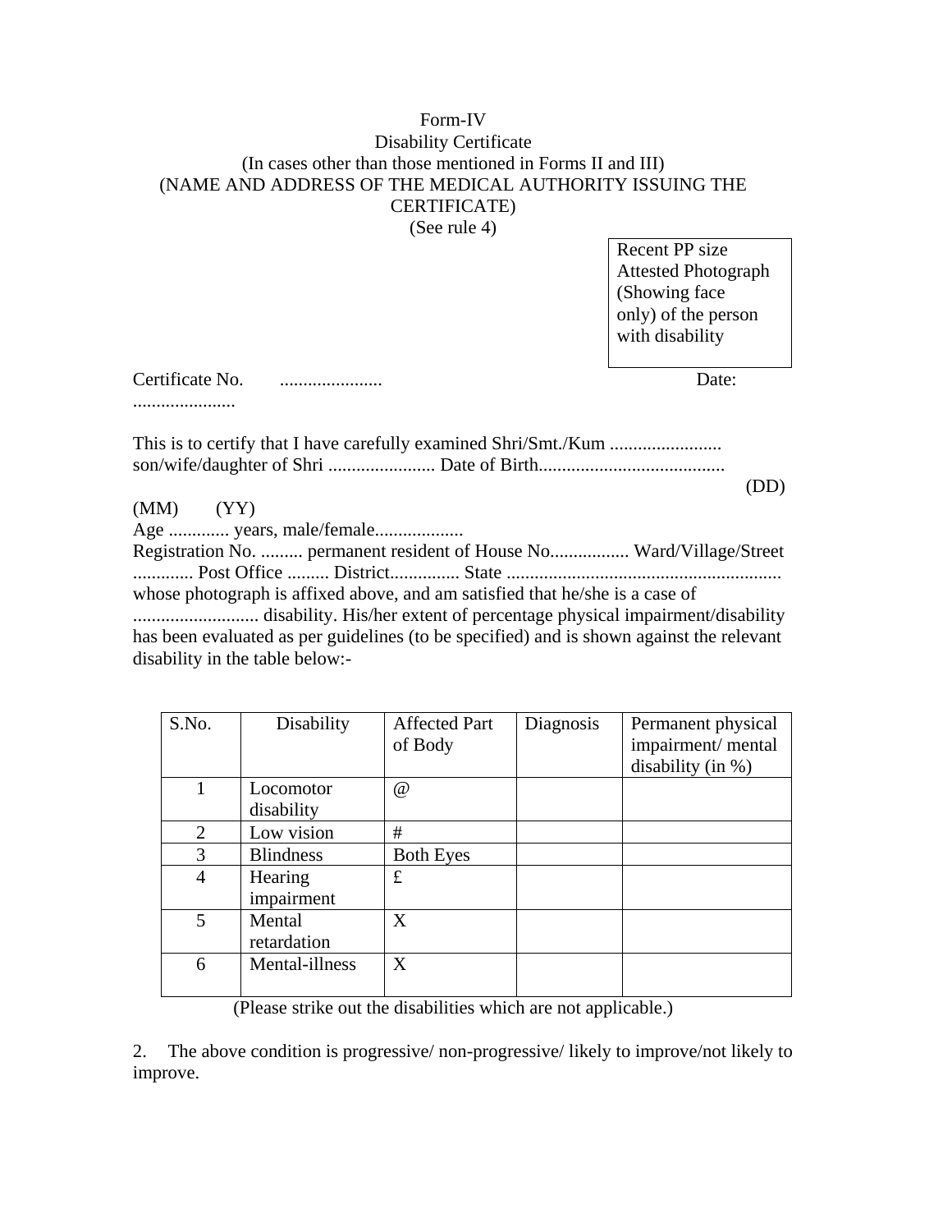Form-IV

Disability Certificate

(In cases other than those mentioned in Forms II and III)

(NAME AND ADDRESS OF THE MEDICAL AUTHORITY ISSUING THE CERTIFICATE)

(See rule 4)

| Recent PP size Attested Photograph (Showing face only) of the person with disability |
|---|

Certificate No. ...................... Date: ......................

This is to certify that I have carefully examined Shri/Smt./Kum ........................ son/wife/daughter of Shri ....................... Date of Birth........................................ (DD) (MM) (YY)

Age ............. years, male/female...................

Registration No. ......... permanent resident of House No................. Ward/Village/Street ............. Post Office ......... District............... State ........................................................... whose photograph is affixed above, and am satisfied that he/she is a case of ........................... disability. His/her extent of percentage physical impairment/disability has been evaluated as per guidelines (to be specified) and is shown against the relevant disability in the table below:-

| S.No. | Disability | Affected Part of Body | Diagnosis | Permanent physical impairment/ mental disability (in %) |
|---|---|---|---|---|
| 1 | Locomotor disability | @ | | |
| 2 | Low vision | # | | |
| 3 | Blindness | Both Eyes | | |
| 4 | Hearing impairment | £ | | |
| 5 | Mental retardation | X | | |
| 6 | Mental-illness | X | | |

(Please strike out the disabilities which are not applicable.)

2. The above condition is progressive/ non-progressive/ likely to improve/not likely to improve.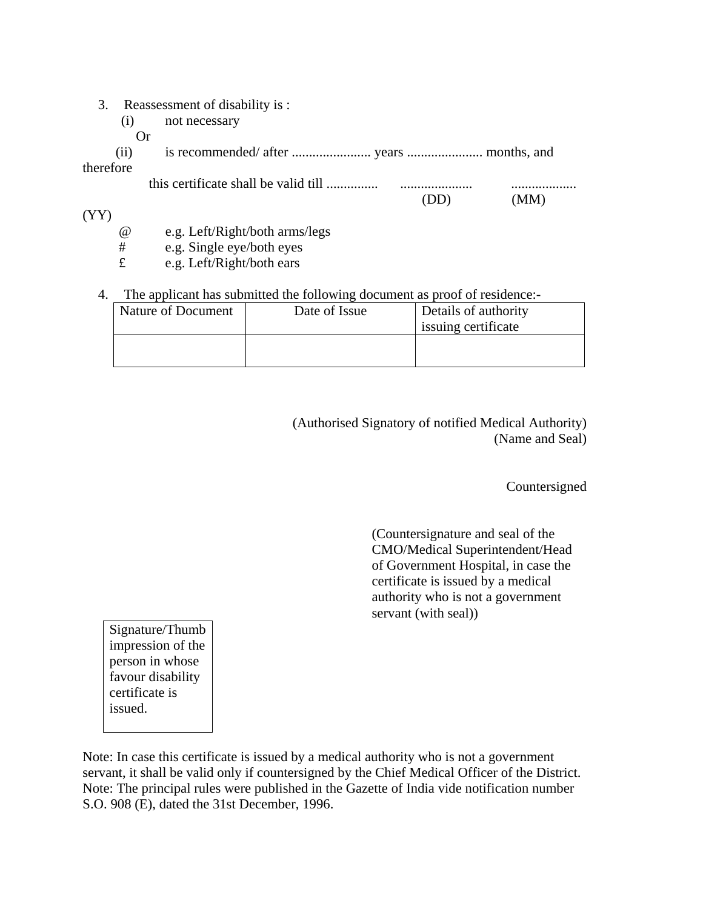3. Reassessment of disability is :

   (i) not necessary

   Or

   (ii) is recommended/ after ....................... years ...................... months, and therefore

   this certificate shall be valid till ............... ..................... ...................
   (DD) (MM) (YY)

@ e.g. Left/Right/both arms/legs

# e.g. Single eye/both eyes

£ e.g. Left/Right/both ears

4. The applicant has submitted the following document as proof of residence:-

| Nature of Document | Date of Issue | Details of authority issuing certificate |
|---|---|---|
| | | |

(Authorised Signatory of notified Medical Authority)
(Name and Seal)

Countersigned

(Countersignature and seal of the CMO/Medical Superintendent/Head of Government Hospital, in case the certificate is issued by a medical authority who is not a government servant (with seal))

| |
|---|
| Signature/Thumb impression of the person in whose favour disability certificate is issued. |

Note: In case this certificate is issued by a medical authority who is not a government servant, it shall be valid only if countersigned by the Chief Medical Officer of the District.
Note: The principal rules were published in the Gazette of India vide notification number S.O. 908 (E), dated the 31st December, 1996.